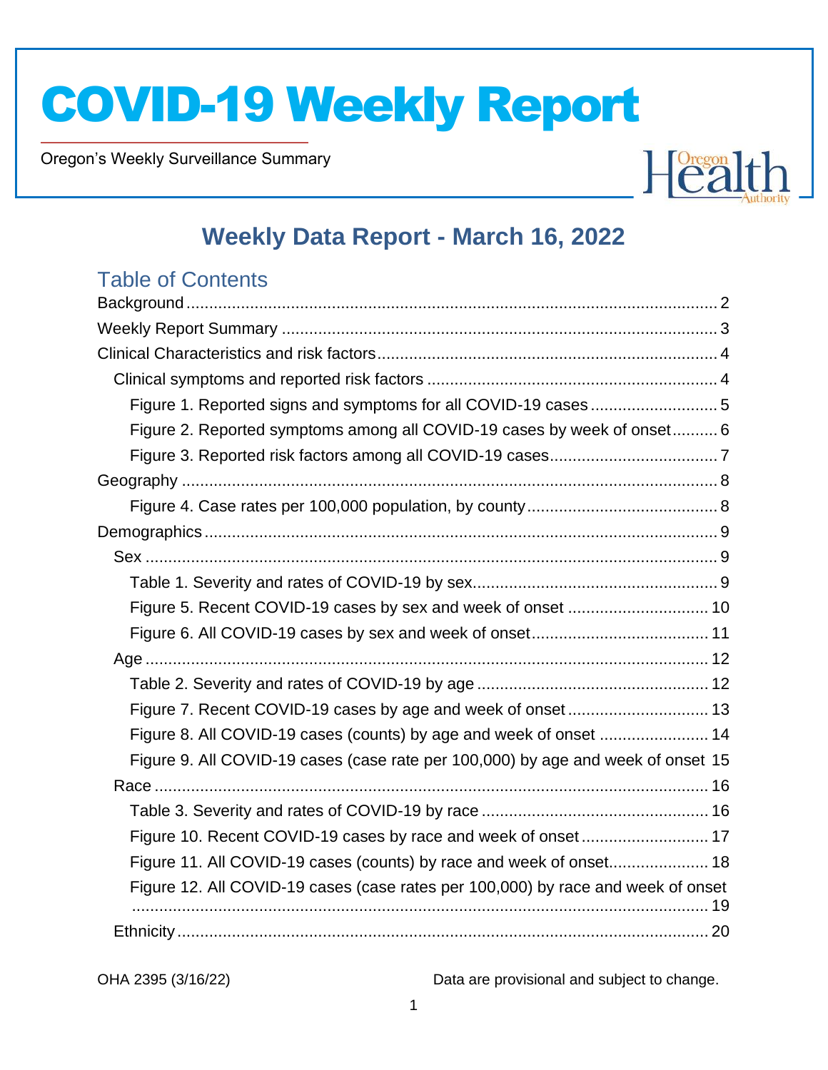# COVID-19 Weekly Report

Oregon's Weekly Surveillance Summary

## Weekly Data Report - March 16, 2022

### Table of Contents

- Background ..... 2
- Weekly Report Summary ..... 3
- Clinical Characteristics and risk factors ..... 4
  - Clinical symptoms and reported risk factors ..... 4
    - Figure 1. Reported signs and symptoms for all COVID-19 cases ..... 5
    - Figure 2. Reported symptoms among all COVID-19 cases by week of onset ..... 6
    - Figure 3. Reported risk factors among all COVID-19 cases ..... 7
- Geography ..... 8
    - Figure 4. Case rates per 100,000 population, by county ..... 8
- Demographics ..... 9
  - Sex ..... 9
    - Table 1. Severity and rates of COVID-19 by sex ..... 9
    - Figure 5. Recent COVID-19 cases by sex and week of onset ..... 10
    - Figure 6. All COVID-19 cases by sex and week of onset ..... 11
  - Age ..... 12
    - Table 2. Severity and rates of COVID-19 by age ..... 12
    - Figure 7. Recent COVID-19 cases by age and week of onset ..... 13
    - Figure 8. All COVID-19 cases (counts) by age and week of onset ..... 14
    - Figure 9. All COVID-19 cases (case rate per 100,000) by age and week of onset ..... 15
  - Race ..... 16
    - Table 3. Severity and rates of COVID-19 by race ..... 16
    - Figure 10. Recent COVID-19 cases by race and week of onset ..... 17
    - Figure 11. All COVID-19 cases (counts) by race and week of onset ..... 18
    - Figure 12. All COVID-19 cases (case rates per 100,000) by race and week of onset ..... 19
  - Ethnicity ..... 20

OHA 2395 (3/16/22) Data are provisional and subject to change.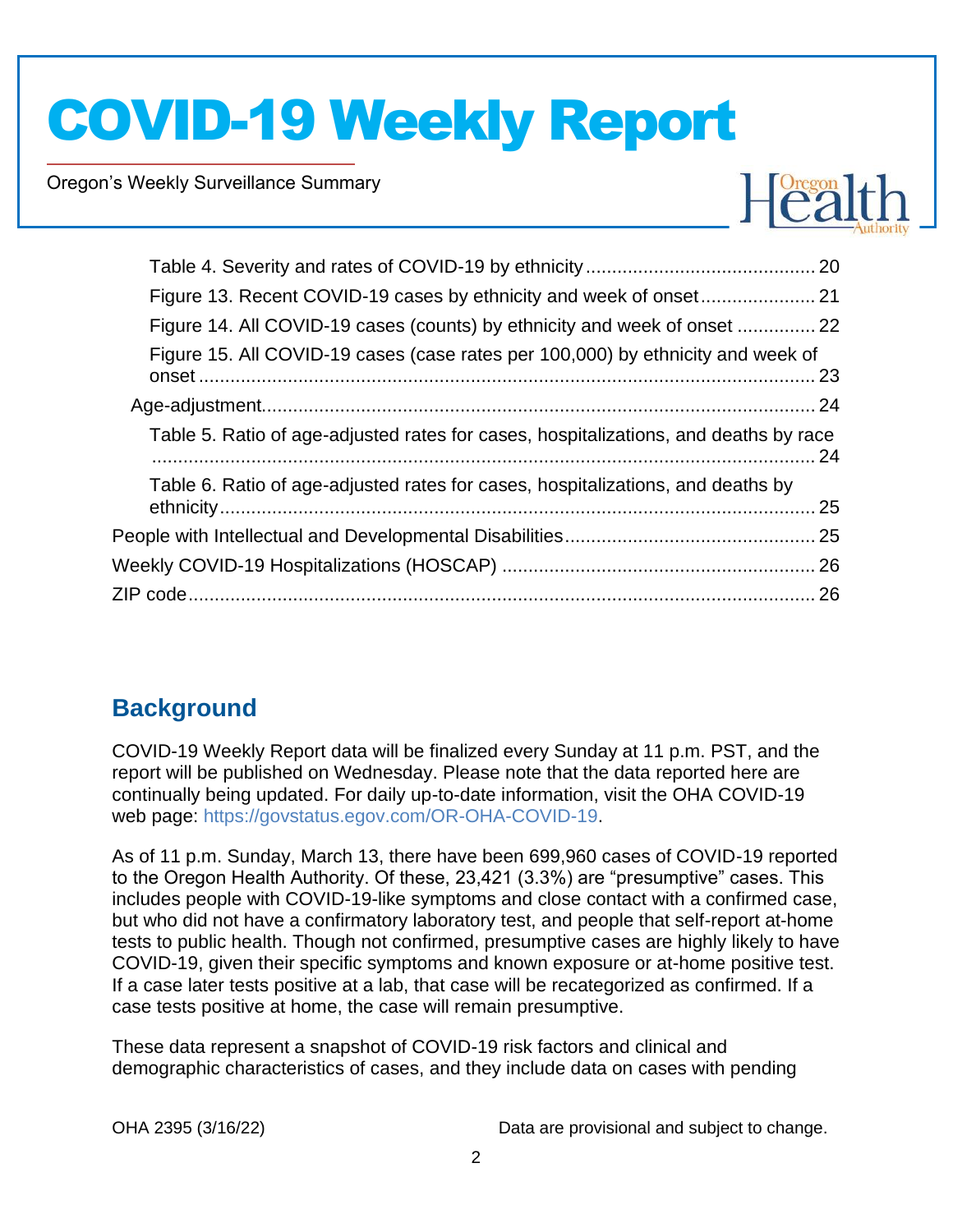Table 4. Severity and rates of COVID-19 by ethnicity ........................................... 20
Figure 13. Recent COVID-19 cases by ethnicity and week of onset ..................... 21
Figure 14. All COVID-19 cases (counts) by ethnicity and week of onset .............. 22
Figure 15. All COVID-19 cases (case rates per 100,000) by ethnicity and week of onset ..................................................................................................................... 23
Age-adjustment ......................................................................................................... 24
Table 5. Ratio of age-adjusted rates for cases, hospitalizations, and deaths by race ............................................................................................................................... 24
Table 6. Ratio of age-adjusted rates for cases, hospitalizations, and deaths by ethnicity ................................................................................................................. 25
People with Intellectual and Developmental Disabilities ............................................... 25
Weekly COVID-19 Hospitalizations (HOSCAP) ........................................................... 26
ZIP code ....................................................................................................................... 26

## Background

COVID-19 Weekly Report data will be finalized every Sunday at 11 p.m. PST, and the report will be published on Wednesday. Please note that the data reported here are continually being updated. For daily up-to-date information, visit the OHA COVID-19 web page: https://govstatus.egov.com/OR-OHA-COVID-19.

As of 11 p.m. Sunday, March 13, there have been 699,960 cases of COVID-19 reported to the Oregon Health Authority. Of these, 23,421 (3.3%) are "presumptive" cases. This includes people with COVID-19-like symptoms and close contact with a confirmed case, but who did not have a confirmatory laboratory test, and people that self-report at-home tests to public health. Though not confirmed, presumptive cases are highly likely to have COVID-19, given their specific symptoms and known exposure or at-home positive test. If a case later tests positive at a lab, that case will be recategorized as confirmed. If a case tests positive at home, the case will remain presumptive.

These data represent a snapshot of COVID-19 risk factors and clinical and demographic characteristics of cases, and they include data on cases with pending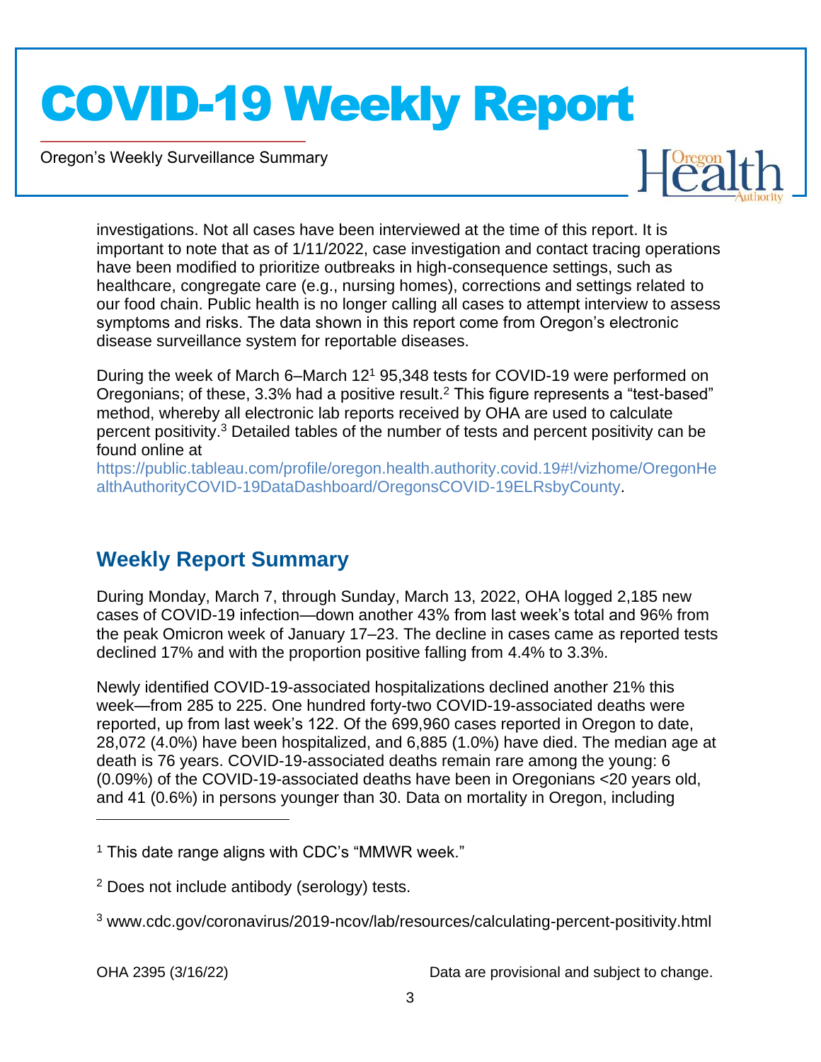investigations. Not all cases have been interviewed at the time of this report. It is important to note that as of 1/11/2022, case investigation and contact tracing operations have been modified to prioritize outbreaks in high-consequence settings, such as healthcare, congregate care (e.g., nursing homes), corrections and settings related to our food chain. Public health is no longer calling all cases to attempt interview to assess symptoms and risks. The data shown in this report come from Oregon's electronic disease surveillance system for reportable diseases.

During the week of March 6–March 12[1] 95,348 tests for COVID-19 were performed on Oregonians; of these, 3.3% had a positive result.[2] This figure represents a "test-based" method, whereby all electronic lab reports received by OHA are used to calculate percent positivity.[3] Detailed tables of the number of tests and percent positivity can be found online at https://public.tableau.com/profile/oregon.health.authority.covid.19#!/vizhome/OregonHealthAuthorityCOVID-19DataDashboard/OregonsCOVID-19ELRsbyCounty.

## Weekly Report Summary

During Monday, March 7, through Sunday, March 13, 2022, OHA logged 2,185 new cases of COVID-19 infection—down another 43% from last week's total and 96% from the peak Omicron week of January 17–23. The decline in cases came as reported tests declined 17% and with the proportion positive falling from 4.4% to 3.3%.

Newly identified COVID-19-associated hospitalizations declined another 21% this week—from 285 to 225. One hundred forty-two COVID-19-associated deaths were reported, up from last week's 122. Of the 699,960 cases reported in Oregon to date, 28,072 (4.0%) have been hospitalized, and 6,885 (1.0%) have died. The median age at death is 76 years. COVID-19-associated deaths remain rare among the young: 6 (0.09%) of the COVID-19-associated deaths have been in Oregonians <20 years old, and 41 (0.6%) in persons younger than 30. Data on mortality in Oregon, including

---

[1] This date range aligns with CDC's "MMWR week."

[2] Does not include antibody (serology) tests.

[3] www.cdc.gov/coronavirus/2019-ncov/lab/resources/calculating-percent-positivity.html

OHA 2395 (3/16/22) Data are provisional and subject to change.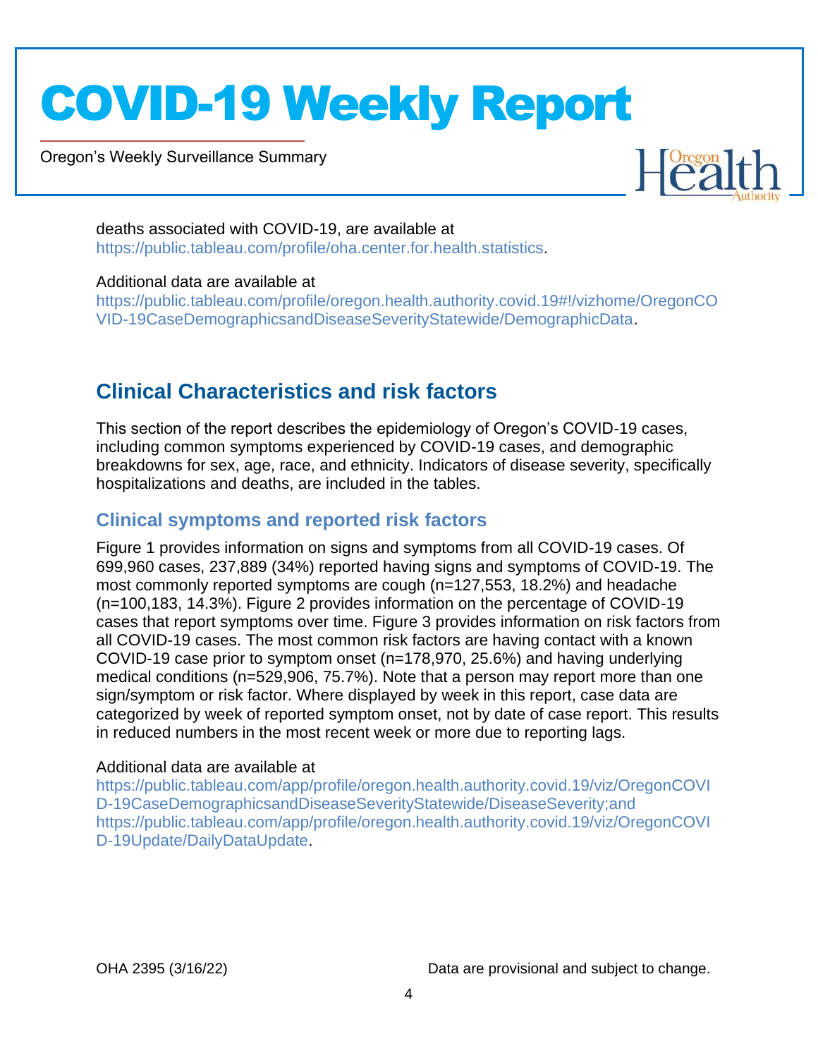deaths associated with COVID-19, are available at https://public.tableau.com/profile/oha.center.for.health.statistics.

Additional data are available at https://public.tableau.com/profile/oregon.health.authority.covid.19#!/vizhome/OregonCOVID-19CaseDemographicsandDiseaseSeverityStatewide/DemographicData.

## Clinical Characteristics and risk factors

This section of the report describes the epidemiology of Oregon's COVID-19 cases, including common symptoms experienced by COVID-19 cases, and demographic breakdowns for sex, age, race, and ethnicity. Indicators of disease severity, specifically hospitalizations and deaths, are included in the tables.

### Clinical symptoms and reported risk factors

Figure 1 provides information on signs and symptoms from all COVID-19 cases. Of 699,960 cases, 237,889 (34%) reported having signs and symptoms of COVID-19. The most commonly reported symptoms are cough (n=127,553, 18.2%) and headache (n=100,183, 14.3%). Figure 2 provides information on the percentage of COVID-19 cases that report symptoms over time. Figure 3 provides information on risk factors from all COVID-19 cases. The most common risk factors are having contact with a known COVID-19 case prior to symptom onset (n=178,970, 25.6%) and having underlying medical conditions (n=529,906, 75.7%). Note that a person may report more than one sign/symptom or risk factor. Where displayed by week in this report, case data are categorized by week of reported symptom onset, not by date of case report. This results in reduced numbers in the most recent week or more due to reporting lags.

Additional data are available at https://public.tableau.com/app/profile/oregon.health.authority.covid.19/viz/OregonCOVID-19CaseDemographicsandDiseaseSeverityStatewide/DiseaseSeverity;and https://public.tableau.com/app/profile/oregon.health.authority.covid.19/viz/OregonCOVID-19Update/DailyDataUpdate.

OHA 2395 (3/16/22) Data are provisional and subject to change.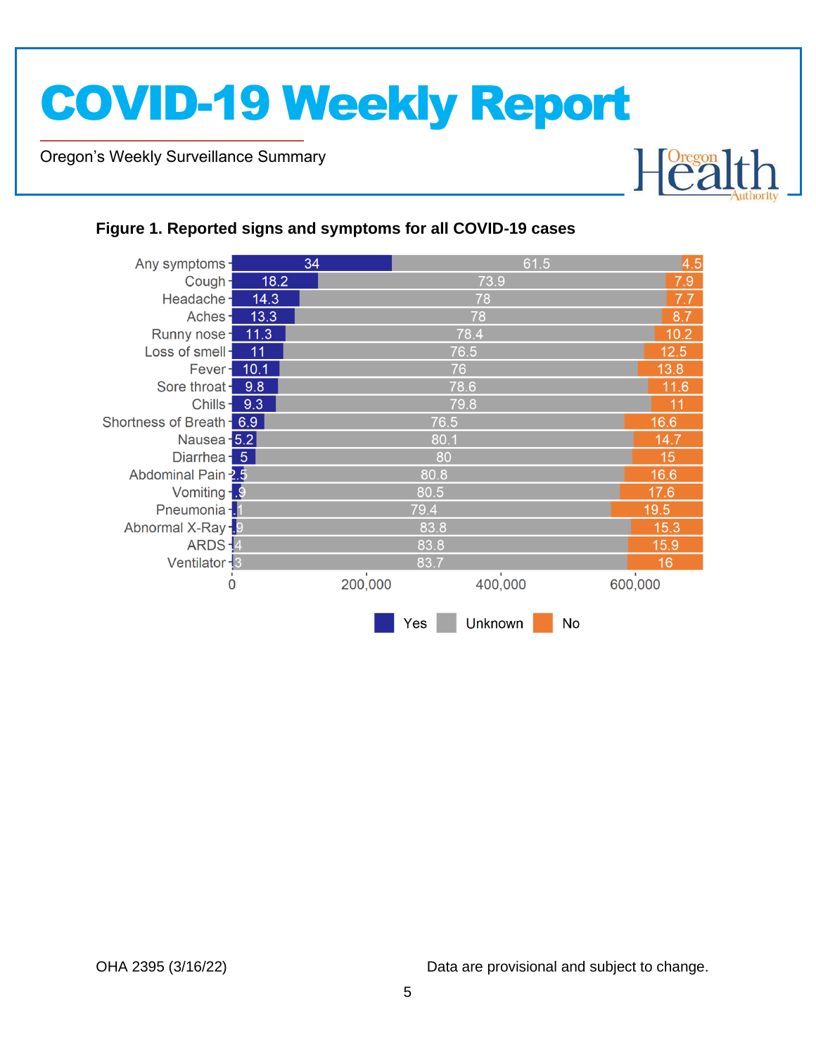**Figure 1. Reported signs and symptoms for all COVID-19 cases**

| Symptom | Yes (%) | Unknown (%) | No (%) |
|---|---|---|---|
| Any symptoms | 34 | 61.5 | 4.5 |
| Cough | 18.2 | 73.9 | 7.9 |
| Headache | 14.3 | 78 | 7.7 |
| Aches | 13.3 | 78 | 8.7 |
| Runny nose | 11.3 | 78.4 | 10.2 |
| Loss of smell | 11 | 76.5 | 12.5 |
| Fever | 10.1 | 76 | 13.8 |
| Sore throat | 9.8 | 78.6 | 11.6 |
| Chills | 9.3 | 79.8 | 11 |
| Shortness of Breath | 6.9 | 76.5 | 16.6 |
| Nausea | 5.2 | 80.1 | 14.7 |
| Diarrhea | 5 | 80 | 15 |
| Abdominal Pain | 2.5 | 80.8 | 16.6 |
| Vomiting | 1.9 | 80.5 | 17.6 |
| Pneumonia | 1.1 | 79.4 | 19.5 |
| Abnormal X-Ray | .9 | 83.8 | 15.3 |
| ARDS | .4 | 83.8 | 15.9 |
| Ventilator | .3 | 83.7 | 16 |

X-axis: 0, 200,000, 400,000, 600,000

Legend: Yes, Unknown, No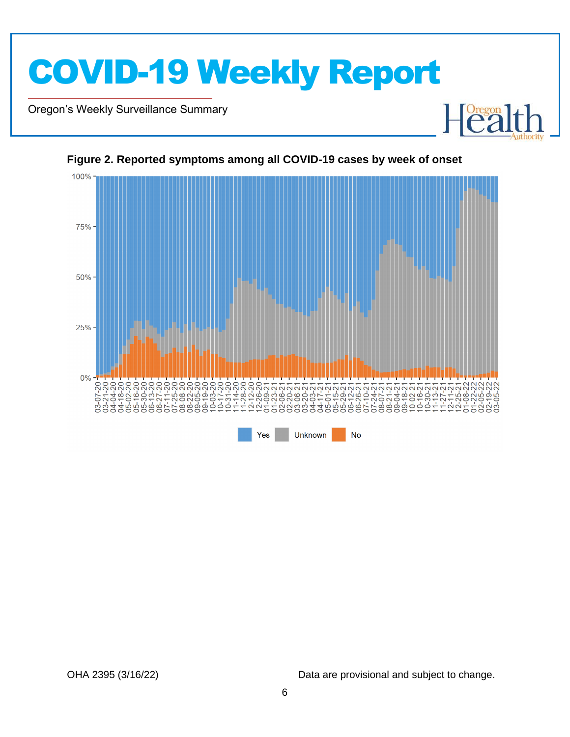**Figure 2. Reported symptoms among all COVID-19 cases by week of onset**

Data are provisional and subject to change.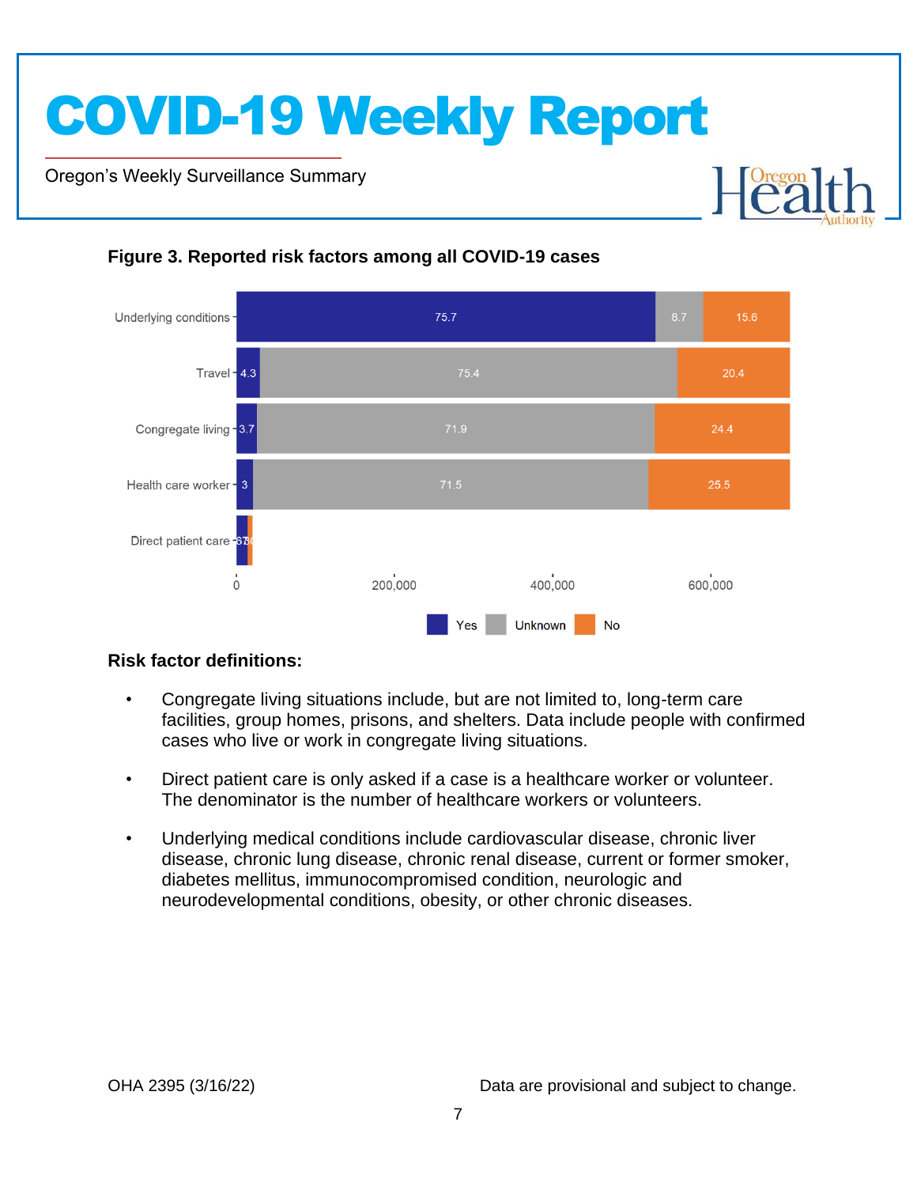**Figure 3. Reported risk factors among all COVID-19 cases**

| Risk factor | Yes | Unknown | No |
|---|---|---|---|
| Underlying conditions | 75.7 | 8.7 | 15.6 |
| Travel | 4.3 | 75.4 | 20.4 |
| Congregate living | 3.7 | 71.9 | 24.4 |
| Health care worker | 3 | 71.5 | 25.5 |
| Direct patient care | | | |

**Risk factor definitions:**

- Congregate living situations include, but are not limited to, long-term care facilities, group homes, prisons, and shelters. Data include people with confirmed cases who live or work in congregate living situations.
- Direct patient care is only asked if a case is a healthcare worker or volunteer. The denominator is the number of healthcare workers or volunteers.
- Underlying medical conditions include cardiovascular disease, chronic liver disease, chronic lung disease, chronic renal disease, current or former smoker, diabetes mellitus, immunocompromised condition, neurologic and neurodevelopmental conditions, obesity, or other chronic diseases.

OHA 2395 (3/16/22) Data are provisional and subject to change.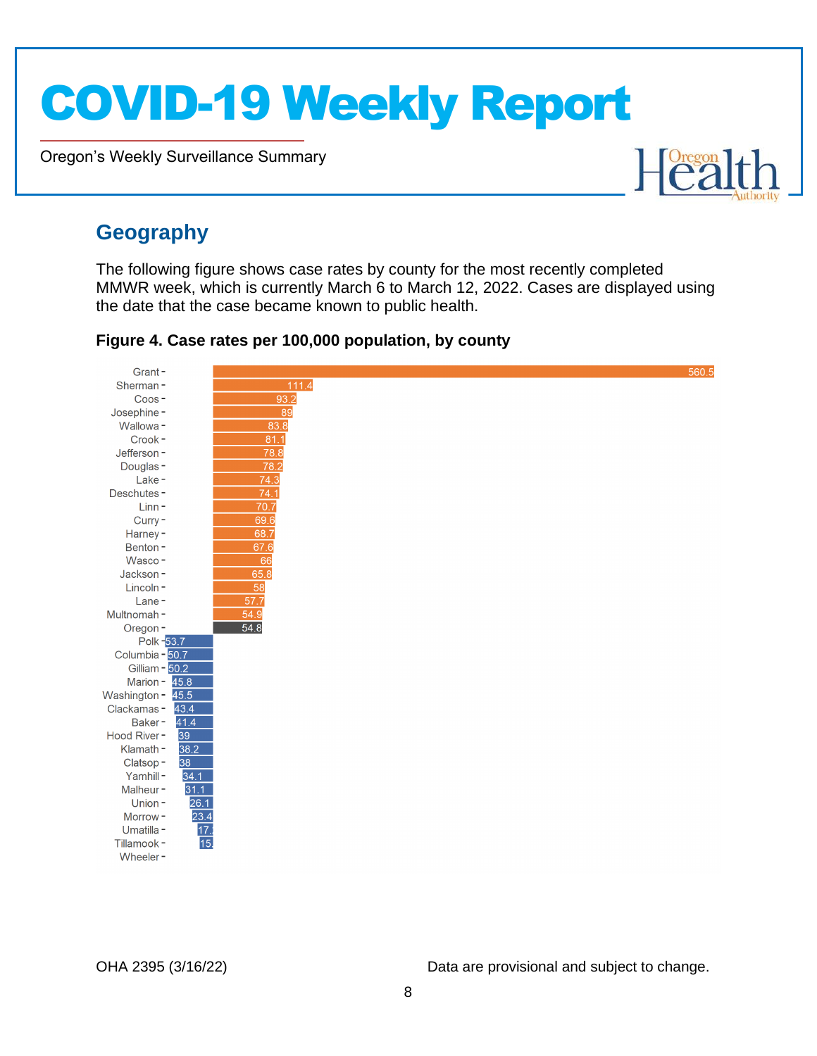## Geography

The following figure shows case rates by county for the most recently completed MMWR week, which is currently March 6 to March 12, 2022. Cases are displayed using the date that the case became known to public health.

**Figure 4. Case rates per 100,000 population, by county**

| County | Rate |
|---|---|
| Grant | 560.5 |
| Sherman | 111.4 |
| Coos | 93.2 |
| Josephine | 89 |
| Wallowa | 83.8 |
| Crook | 81.1 |
| Jefferson | 78.8 |
| Douglas | 78.2 |
| Lake | 74.3 |
| Deschutes | 74.1 |
| Linn | 70.7 |
| Curry | 69.6 |
| Harney | 68.7 |
| Benton | 67.6 |
| Wasco | 66 |
| Jackson | 65.8 |
| Lincoln | 58 |
| Lane | 57.7 |
| Multnomah | 54.9 |
| Oregon | 54.8 |
| Polk | 53.7 |
| Columbia | 50.7 |
| Gilliam | 50.2 |
| Marion | 45.8 |
| Washington | 45.5 |
| Clackamas | 43.4 |
| Baker | 41.4 |
| Hood River | 39 |
| Klamath | 38.2 |
| Clatsop | 38 |
| Yamhill | 34.1 |
| Malheur | 31.1 |
| Union | 26.1 |
| Morrow | 23.4 |
| Umatilla | 17. |
| Tillamook | 15. |
| Wheeler | |

OHA 2395 (3/16/22) Data are provisional and subject to change.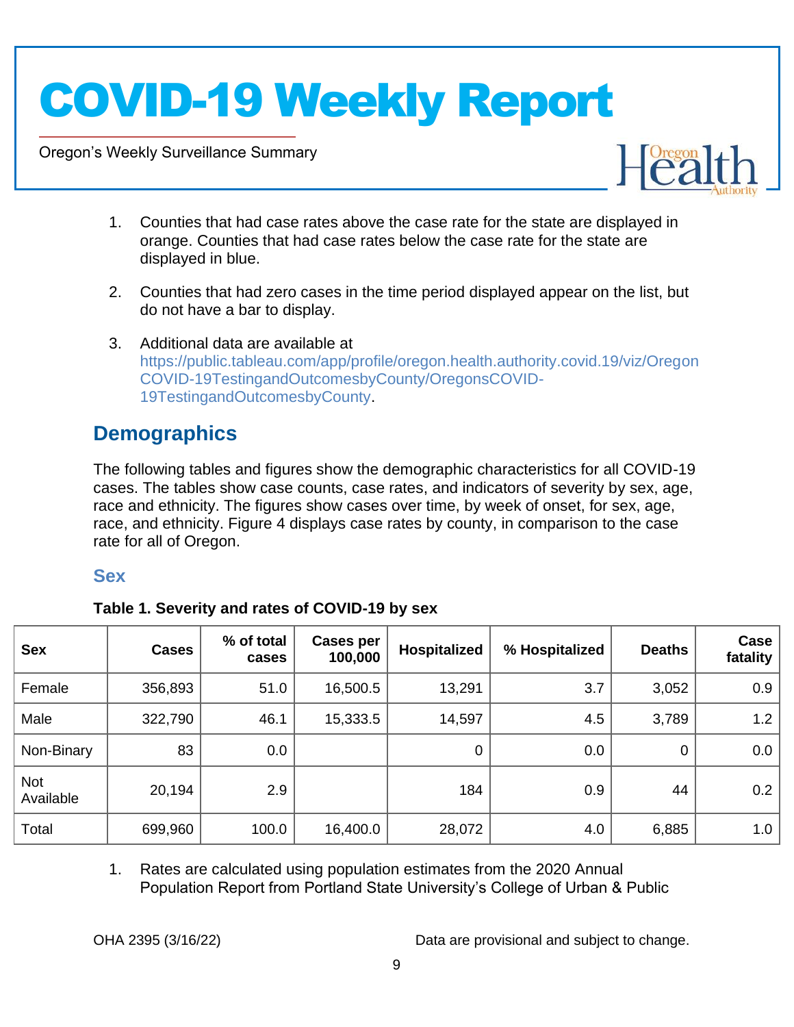1. Counties that had case rates above the case rate for the state are displayed in orange. Counties that had case rates below the case rate for the state are displayed in blue.

2. Counties that had zero cases in the time period displayed appear on the list, but do not have a bar to display.

3. Additional data are available at https://public.tableau.com/app/profile/oregon.health.authority.covid.19/viz/OregonCOVID-19TestingandOutcomesbyCounty/OregonsCOVID-19TestingandOutcomesbyCounty.

## Demographics

The following tables and figures show the demographic characteristics for all COVID-19 cases. The tables show case counts, case rates, and indicators of severity by sex, age, race and ethnicity. The figures show cases over time, by week of onset, for sex, age, race, and ethnicity. Figure 4 displays case rates by county, in comparison to the case rate for all of Oregon.

### Sex

**Table 1. Severity and rates of COVID-19 by sex**

| Sex | Cases | % of total cases | Cases per 100,000 | Hospitalized | % Hospitalized | Deaths | Case fatality |
|---|---|---|---|---|---|---|---|
| Female | 356,893 | 51.0 | 16,500.5 | 13,291 | 3.7 | 3,052 | 0.9 |
| Male | 322,790 | 46.1 | 15,333.5 | 14,597 | 4.5 | 3,789 | 1.2 |
| Non-Binary | 83 | 0.0 | | 0 | 0.0 | 0 | 0.0 |
| Not Available | 20,194 | 2.9 | | 184 | 0.9 | 44 | 0.2 |
| Total | 699,960 | 100.0 | 16,400.0 | 28,072 | 4.0 | 6,885 | 1.0 |

1. Rates are calculated using population estimates from the 2020 Annual Population Report from Portland State University's College of Urban & Public

OHA 2395 (3/16/22) Data are provisional and subject to change.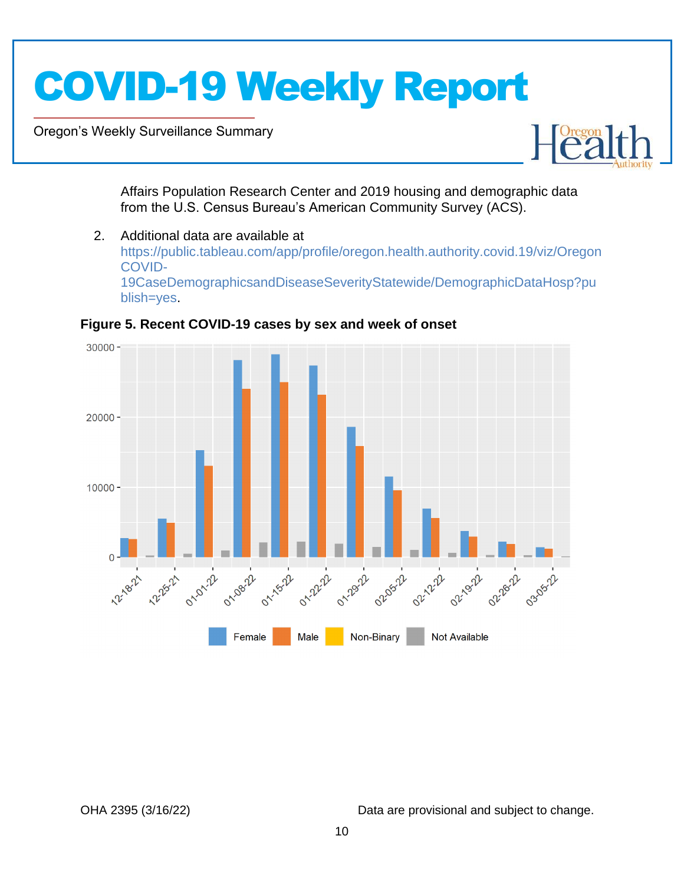Affairs Population Research Center and 2019 housing and demographic data from the U.S. Census Bureau's American Community Survey (ACS).

2. Additional data are available at https://public.tableau.com/app/profile/oregon.health.authority.covid.19/viz/OregonCOVID-19CaseDemographicsandDiseaseSeverityStatewide/DemographicDataHosp?publish=yes.

**Figure 5. Recent COVID-19 cases by sex and week of onset**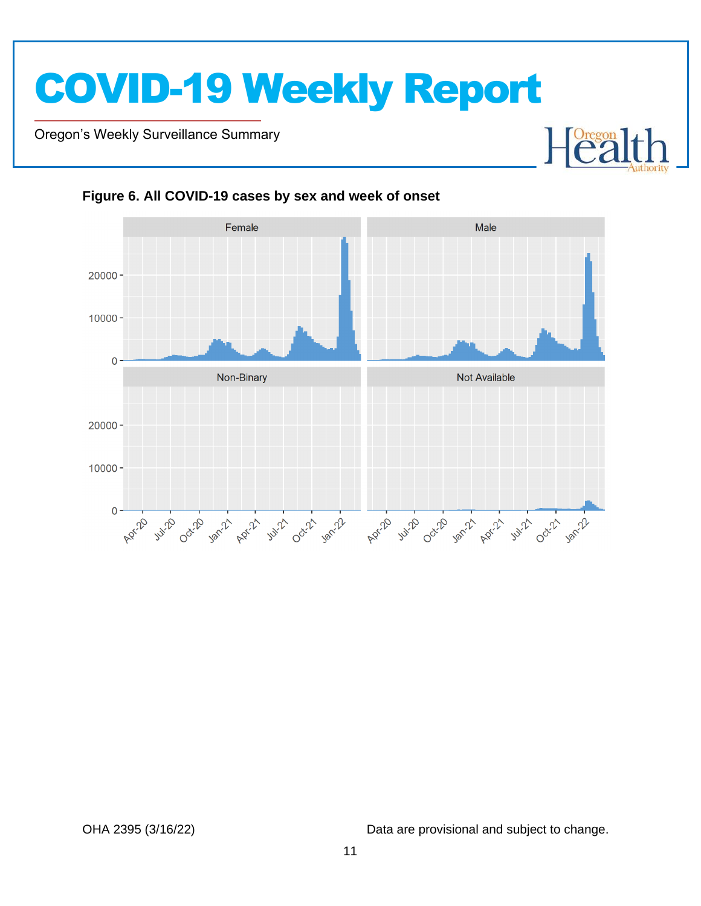### Figure 6. All COVID-19 cases by sex and week of onset

Data are provisional and subject to change.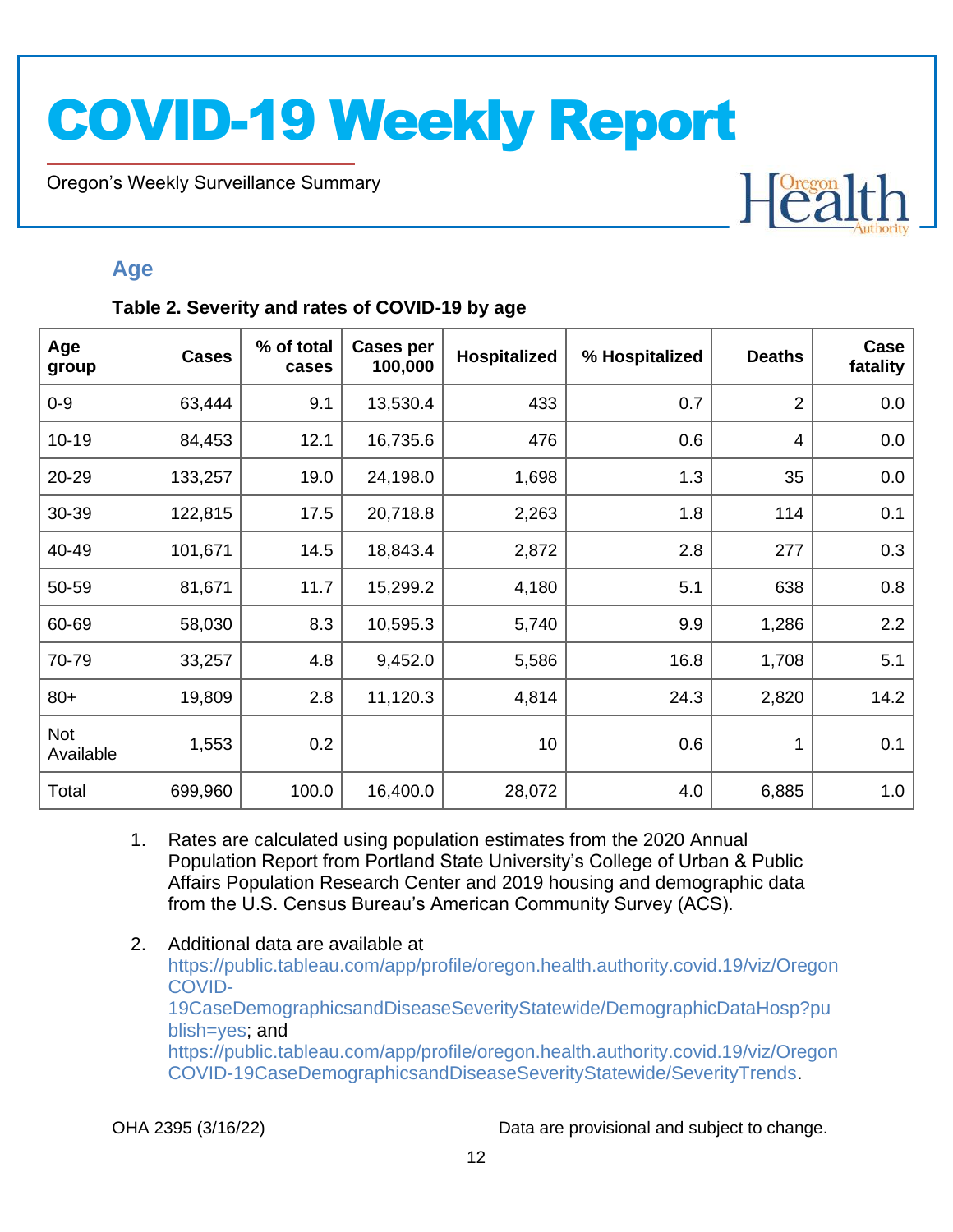## Age

**Table 2. Severity and rates of COVID-19 by age**

| Age group | Cases | % of total cases | Cases per 100,000 | Hospitalized | % Hospitalized | Deaths | Case fatality |
|---|---|---|---|---|---|---|---|
| 0-9 | 63,444 | 9.1 | 13,530.4 | 433 | 0.7 | 2 | 0.0 |
| 10-19 | 84,453 | 12.1 | 16,735.6 | 476 | 0.6 | 4 | 0.0 |
| 20-29 | 133,257 | 19.0 | 24,198.0 | 1,698 | 1.3 | 35 | 0.0 |
| 30-39 | 122,815 | 17.5 | 20,718.8 | 2,263 | 1.8 | 114 | 0.1 |
| 40-49 | 101,671 | 14.5 | 18,843.4 | 2,872 | 2.8 | 277 | 0.3 |
| 50-59 | 81,671 | 11.7 | 15,299.2 | 4,180 | 5.1 | 638 | 0.8 |
| 60-69 | 58,030 | 8.3 | 10,595.3 | 5,740 | 9.9 | 1,286 | 2.2 |
| 70-79 | 33,257 | 4.8 | 9,452.0 | 5,586 | 16.8 | 1,708 | 5.1 |
| 80+ | 19,809 | 2.8 | 11,120.3 | 4,814 | 24.3 | 2,820 | 14.2 |
| Not Available | 1,553 | 0.2 | | 10 | 0.6 | 1 | 0.1 |
| Total | 699,960 | 100.0 | 16,400.0 | 28,072 | 4.0 | 6,885 | 1.0 |

1. Rates are calculated using population estimates from the 2020 Annual Population Report from Portland State University's College of Urban & Public Affairs Population Research Center and 2019 housing and demographic data from the U.S. Census Bureau's American Community Survey (ACS).

2. Additional data are available at https://public.tableau.com/app/profile/oregon.health.authority.covid.19/viz/OregonCOVID-19CaseDemographicsandDiseaseSeverityStatewide/DemographicDataHosp?publish=yes; and https://public.tableau.com/app/profile/oregon.health.authority.covid.19/viz/OregonCOVID-19CaseDemographicsandDiseaseSeverityStatewide/SeverityTrends.

OHA 2395 (3/16/22) Data are provisional and subject to change.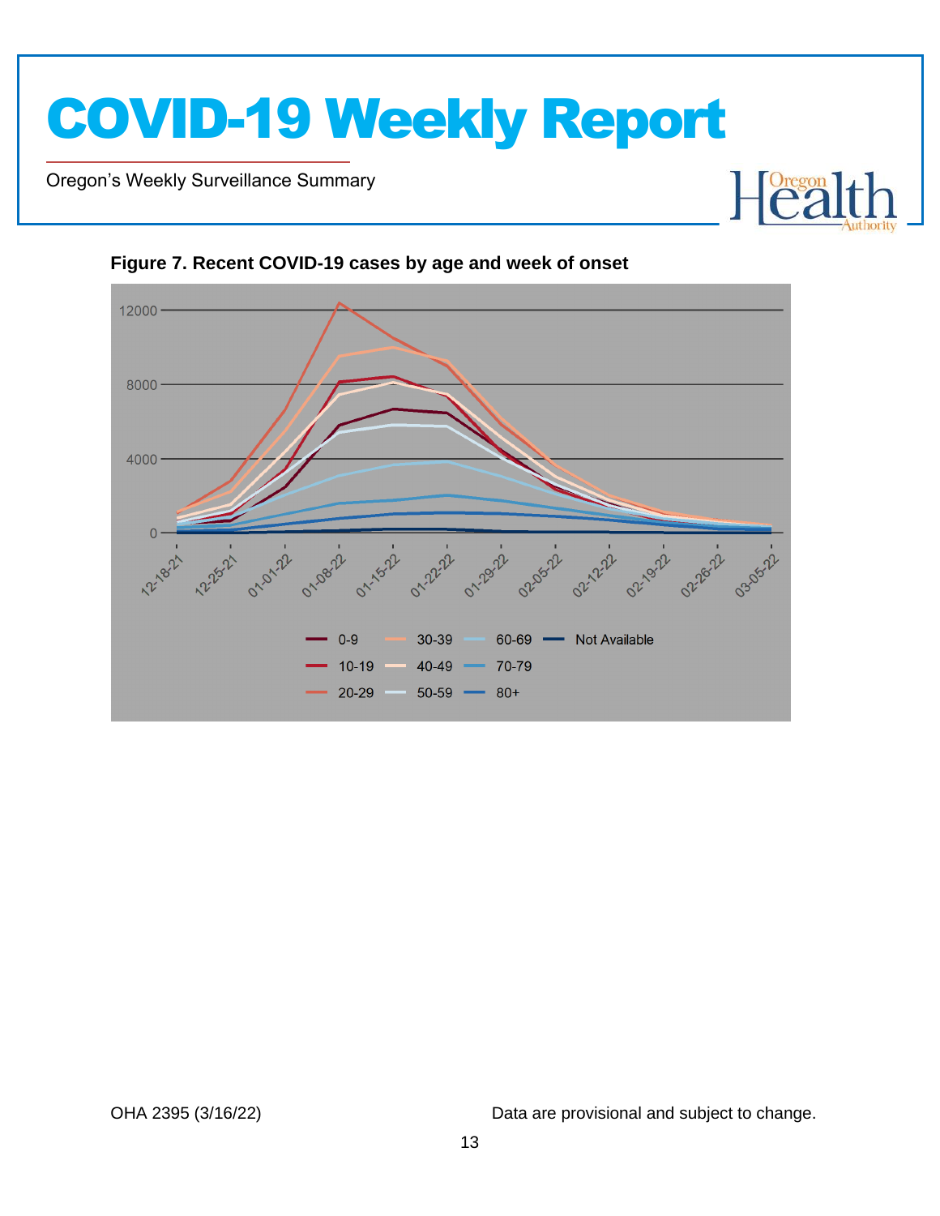**Figure 7. Recent COVID-19 cases by age and week of onset**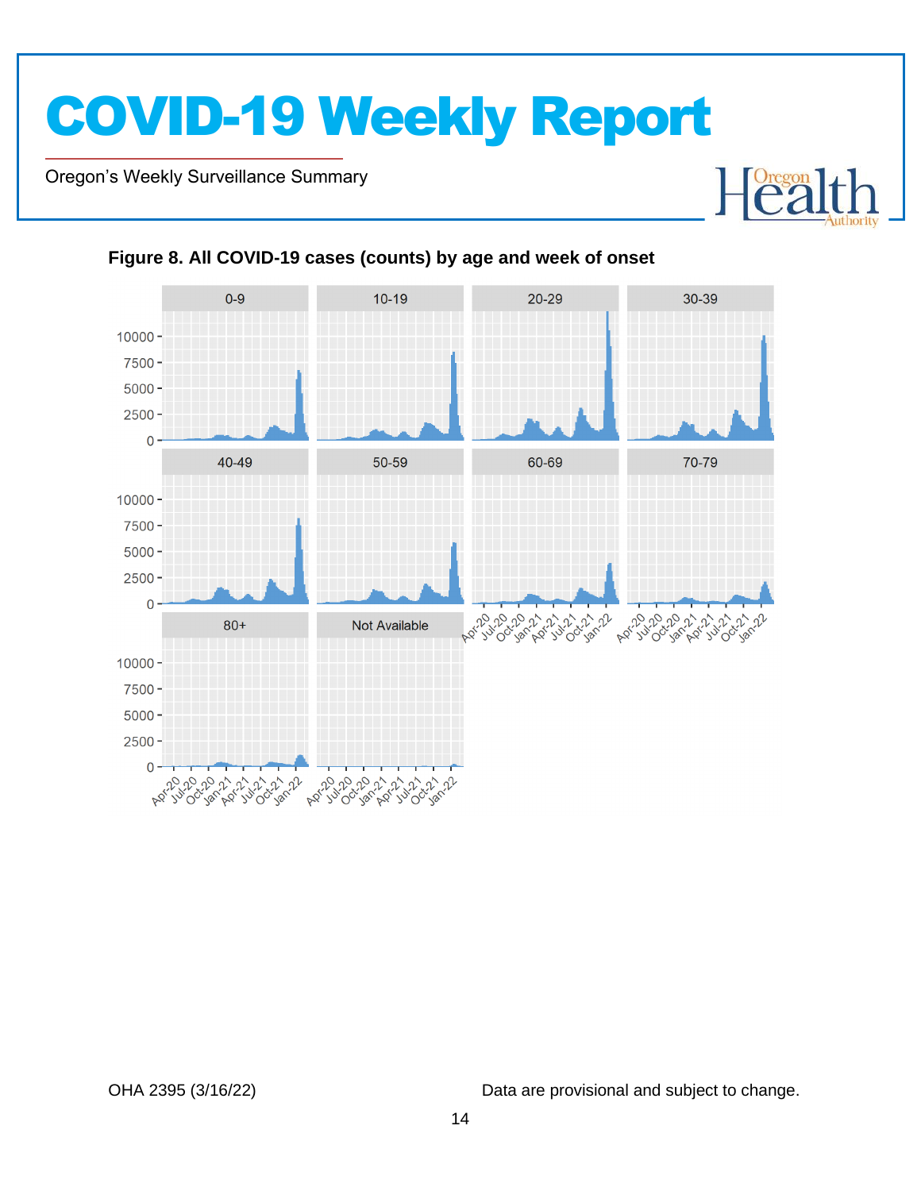# COVID-19 Weekly Report

Oregon's Weekly Surveillance Summary

**Figure 8. All COVID-19 cases (counts) by age and week of onset**

OHA 2395 (3/16/22)

Data are provisional and subject to change.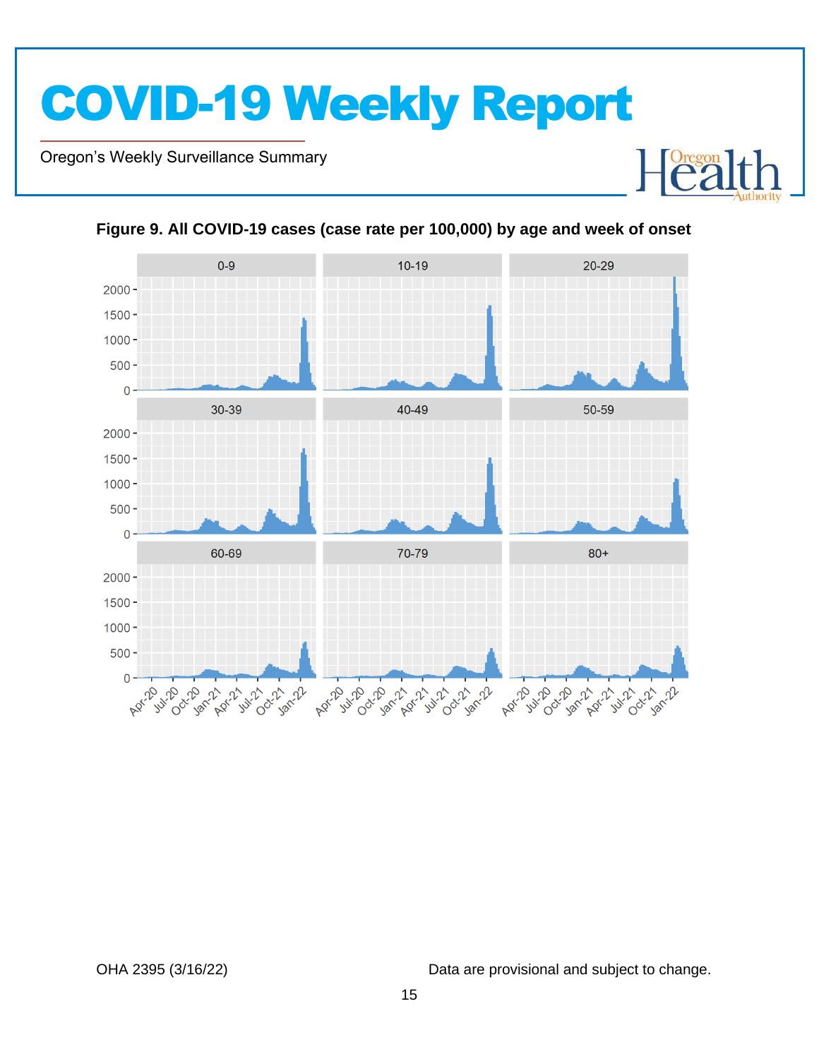**Figure 9. All COVID-19 cases (case rate per 100,000) by age and week of onset**

OHA 2395 (3/16/22)

Data are provisional and subject to change.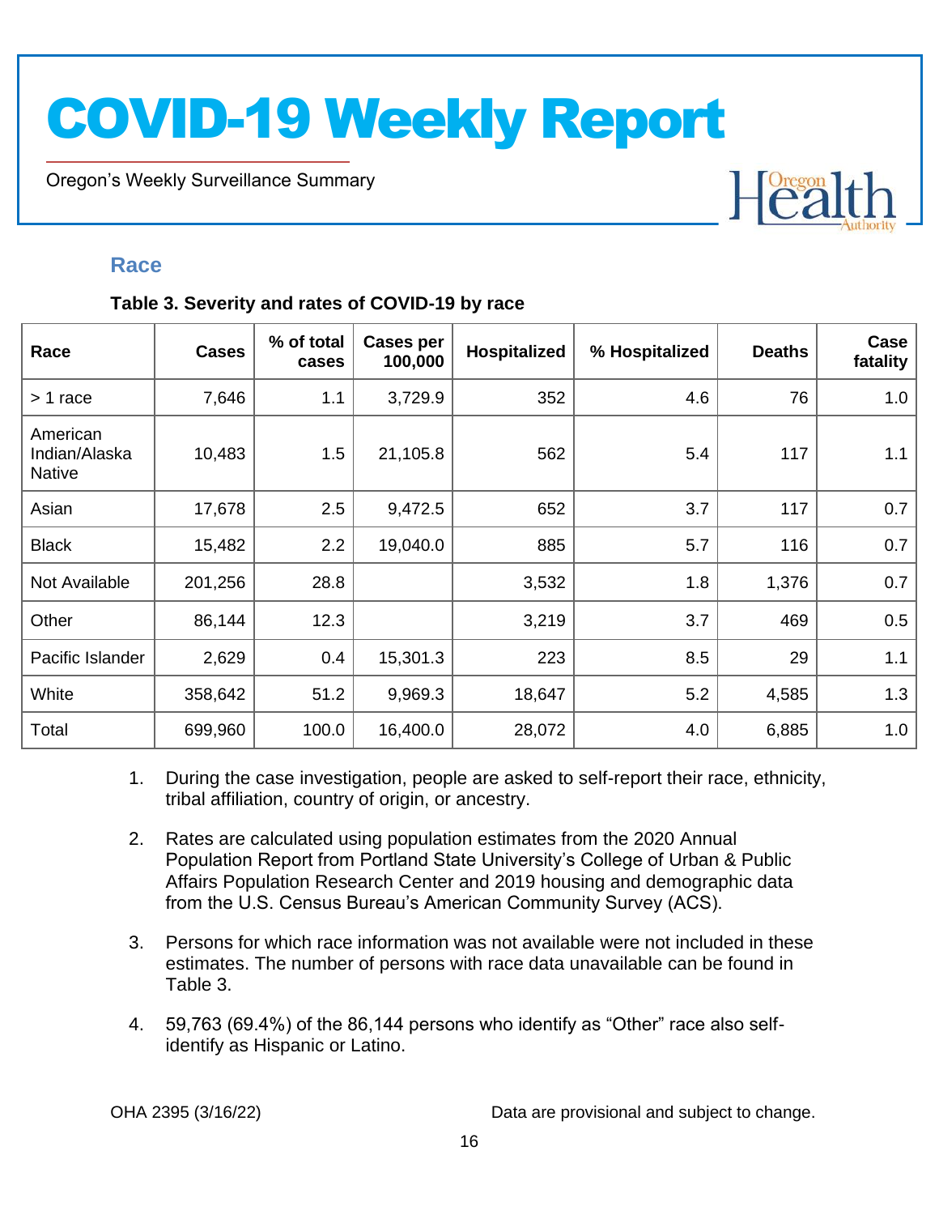## Race

**Table 3. Severity and rates of COVID-19 by race**

| Race | Cases | % of total cases | Cases per 100,000 | Hospitalized | % Hospitalized | Deaths | Case fatality |
|---|---|---|---|---|---|---|---|
| > 1 race | 7,646 | 1.1 | 3,729.9 | 352 | 4.6 | 76 | 1.0 |
| American Indian/Alaska Native | 10,483 | 1.5 | 21,105.8 | 562 | 5.4 | 117 | 1.1 |
| Asian | 17,678 | 2.5 | 9,472.5 | 652 | 3.7 | 117 | 0.7 |
| Black | 15,482 | 2.2 | 19,040.0 | 885 | 5.7 | 116 | 0.7 |
| Not Available | 201,256 | 28.8 | | 3,532 | 1.8 | 1,376 | 0.7 |
| Other | 86,144 | 12.3 | | 3,219 | 3.7 | 469 | 0.5 |
| Pacific Islander | 2,629 | 0.4 | 15,301.3 | 223 | 8.5 | 29 | 1.1 |
| White | 358,642 | 51.2 | 9,969.3 | 18,647 | 5.2 | 4,585 | 1.3 |
| Total | 699,960 | 100.0 | 16,400.0 | 28,072 | 4.0 | 6,885 | 1.0 |

1. During the case investigation, people are asked to self-report their race, ethnicity, tribal affiliation, country of origin, or ancestry.
2. Rates are calculated using population estimates from the 2020 Annual Population Report from Portland State University's College of Urban & Public Affairs Population Research Center and 2019 housing and demographic data from the U.S. Census Bureau's American Community Survey (ACS).
3. Persons for which race information was not available were not included in these estimates. The number of persons with race data unavailable can be found in Table 3.
4. 59,763 (69.4%) of the 86,144 persons who identify as "Other" race also self-identify as Hispanic or Latino.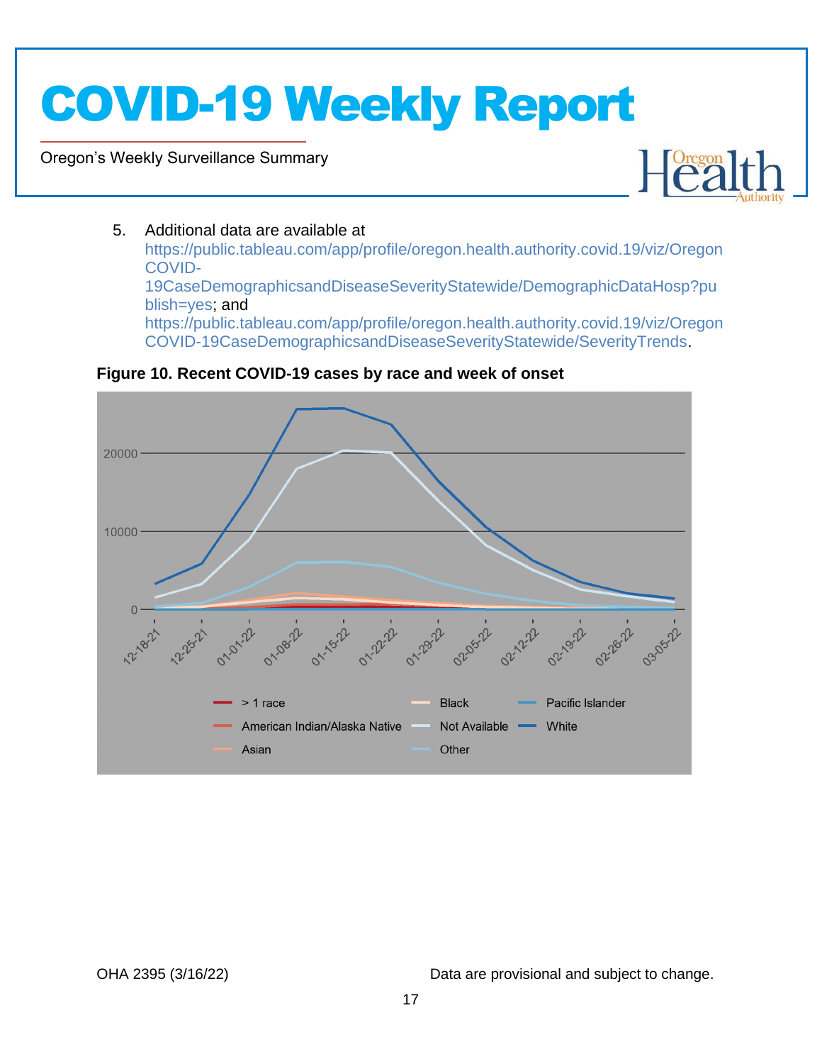5. Additional data are available at https://public.tableau.com/app/profile/oregon.health.authority.covid.19/viz/OregonCOVID-19CaseDemographicsandDiseaseSeverityStatewide/DemographicDataHosp?publish=yes; and https://public.tableau.com/app/profile/oregon.health.authority.covid.19/viz/OregonCOVID-19CaseDemographicsandDiseaseSeverityStatewide/SeverityTrends.

**Figure 10. Recent COVID-19 cases by race and week of onset**

OHA 2395 (3/16/22)

Data are provisional and subject to change.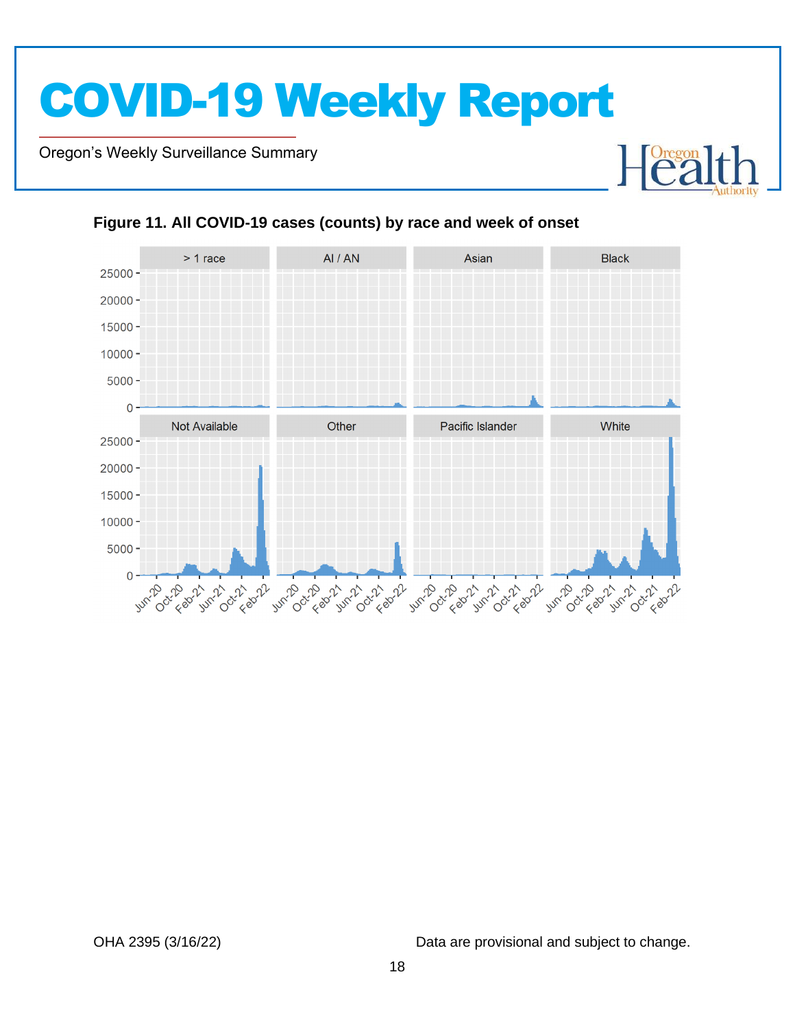**Figure 11. All COVID-19 cases (counts) by race and week of onset**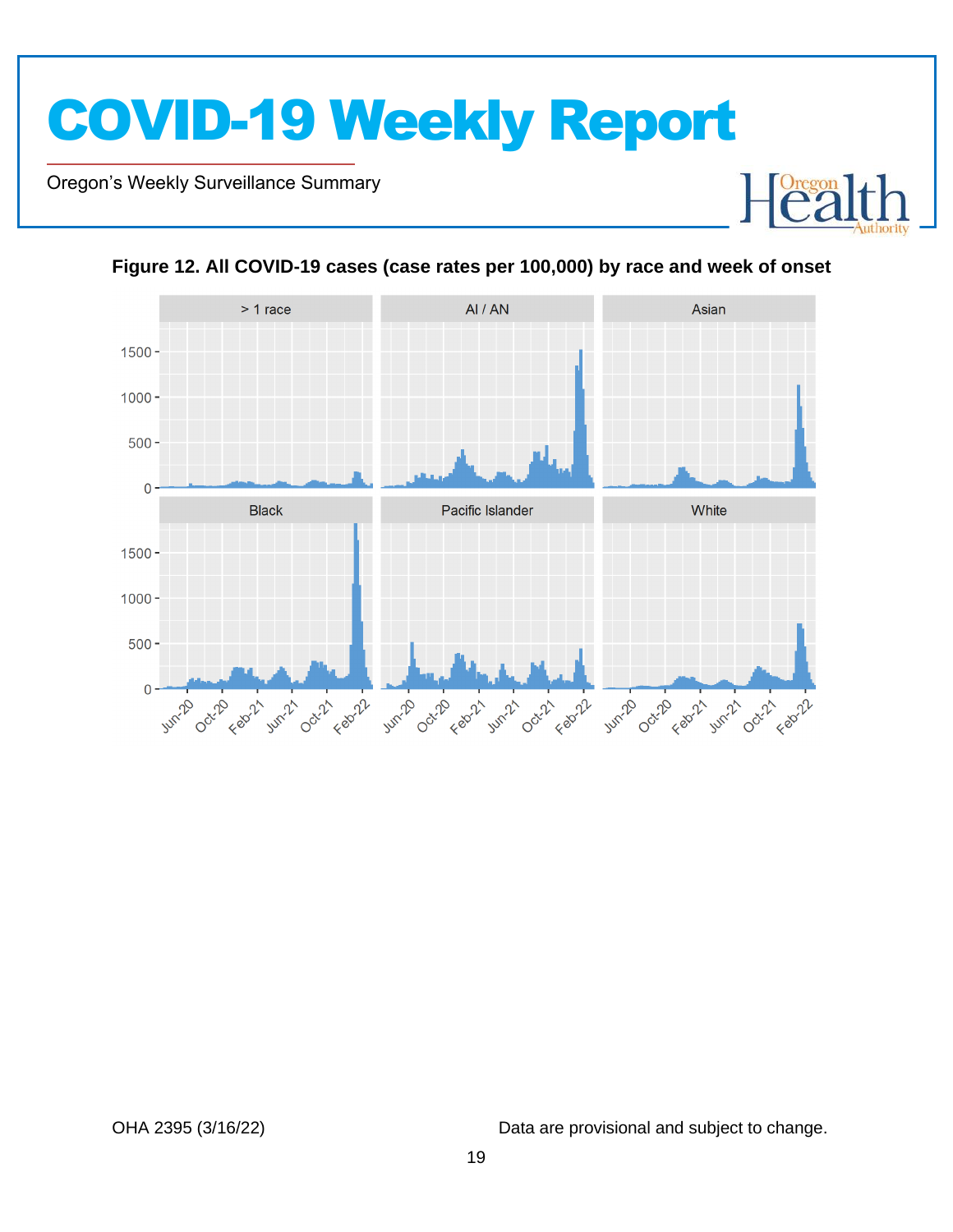**Figure 12. All COVID-19 cases (case rates per 100,000) by race and week of onset**

OHA 2395 (3/16/22)

Data are provisional and subject to change.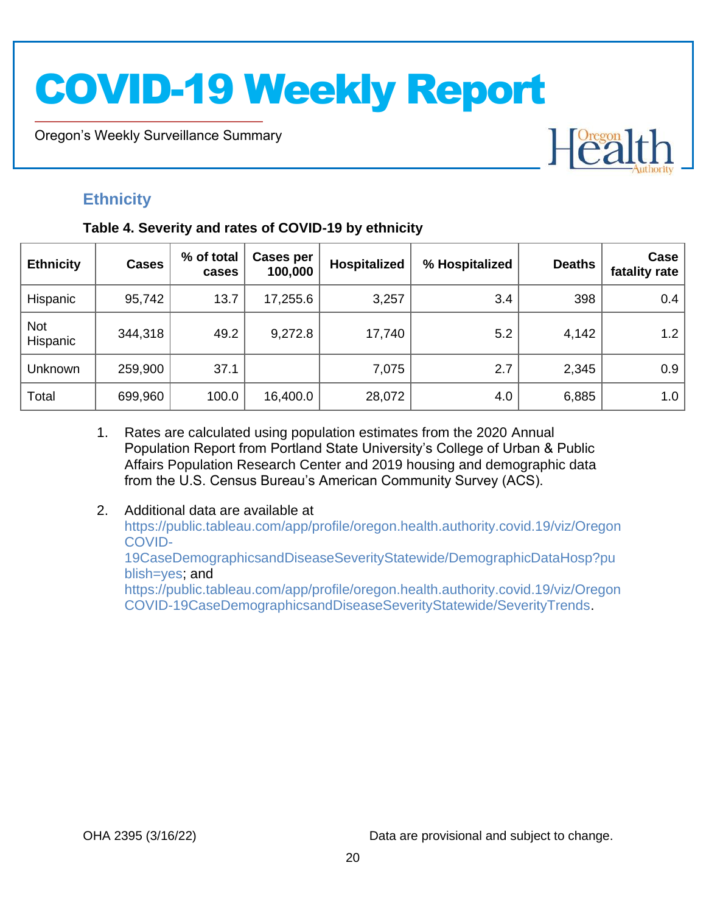## Ethnicity

**Table 4. Severity and rates of COVID-19 by ethnicity**

| Ethnicity | Cases | % of total cases | Cases per 100,000 | Hospitalized | % Hospitalized | Deaths | Case fatality rate |
|---|---|---|---|---|---|---|---|
| Hispanic | 95,742 | 13.7 | 17,255.6 | 3,257 | 3.4 | 398 | 0.4 |
| Not Hispanic | 344,318 | 49.2 | 9,272.8 | 17,740 | 5.2 | 4,142 | 1.2 |
| Unknown | 259,900 | 37.1 | | 7,075 | 2.7 | 2,345 | 0.9 |
| Total | 699,960 | 100.0 | 16,400.0 | 28,072 | 4.0 | 6,885 | 1.0 |

1. Rates are calculated using population estimates from the 2020 Annual Population Report from Portland State University's College of Urban & Public Affairs Population Research Center and 2019 housing and demographic data from the U.S. Census Bureau's American Community Survey (ACS).

2. Additional data are available at https://public.tableau.com/app/profile/oregon.health.authority.covid.19/viz/OregonCOVID-19CaseDemographicsandDiseaseSeverityStatewide/DemographicDataHosp?publish=yes; and https://public.tableau.com/app/profile/oregon.health.authority.covid.19/viz/OregonCOVID-19CaseDemographicsandDiseaseSeverityStatewide/SeverityTrends.

OHA 2395 (3/16/22)

Data are provisional and subject to change.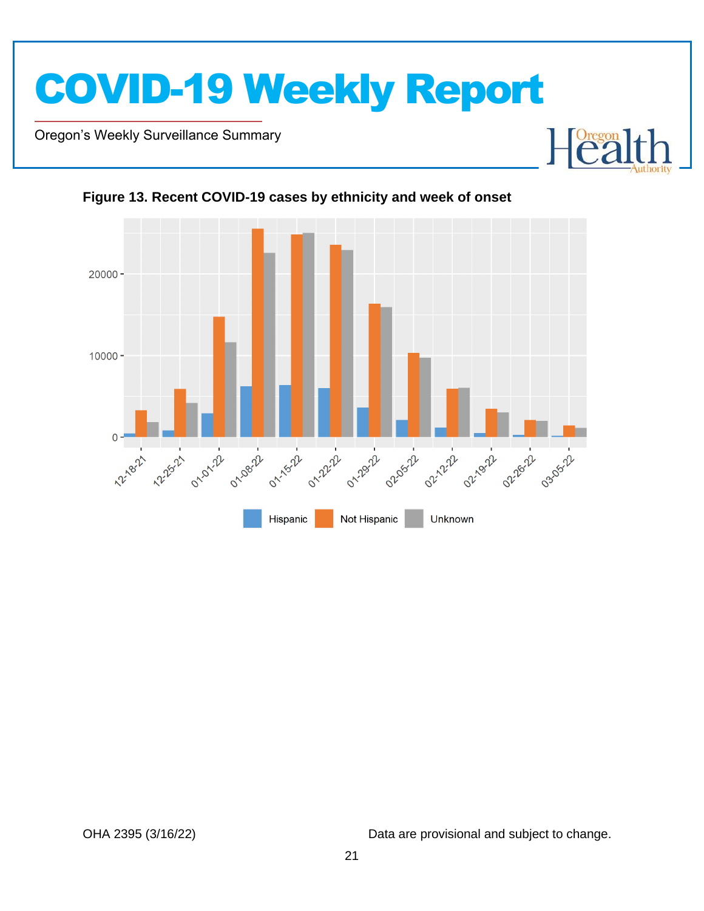**Figure 13. Recent COVID-19 cases by ethnicity and week of onset**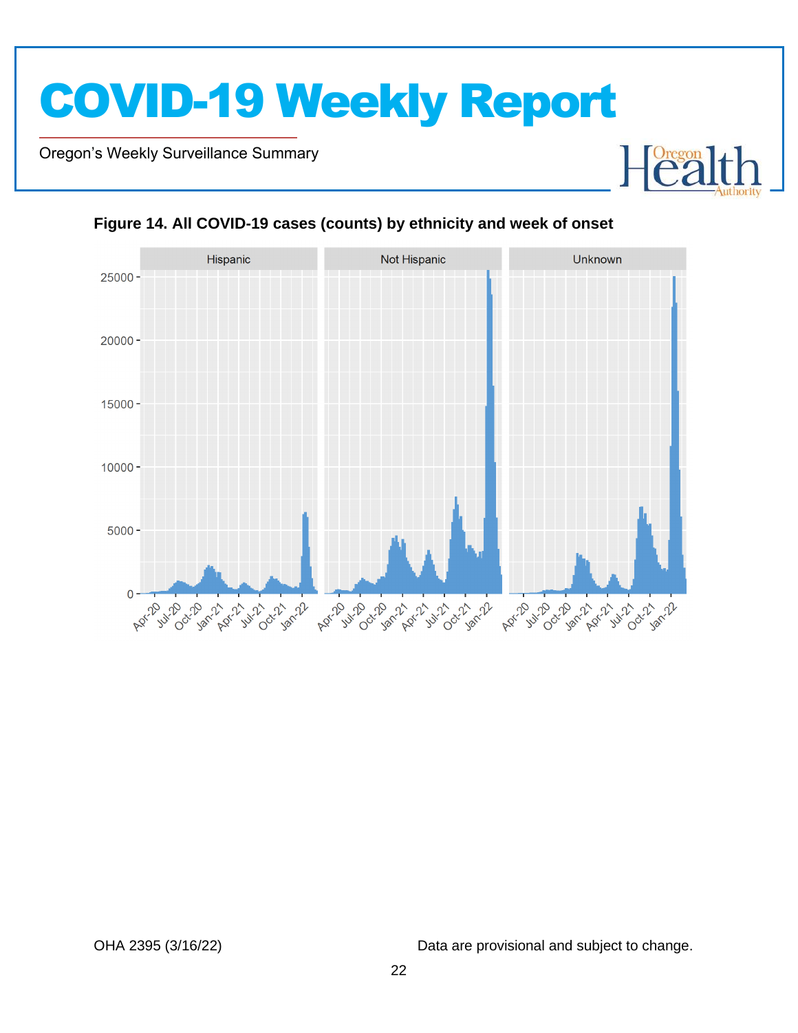**Figure 14. All COVID-19 cases (counts) by ethnicity and week of onset**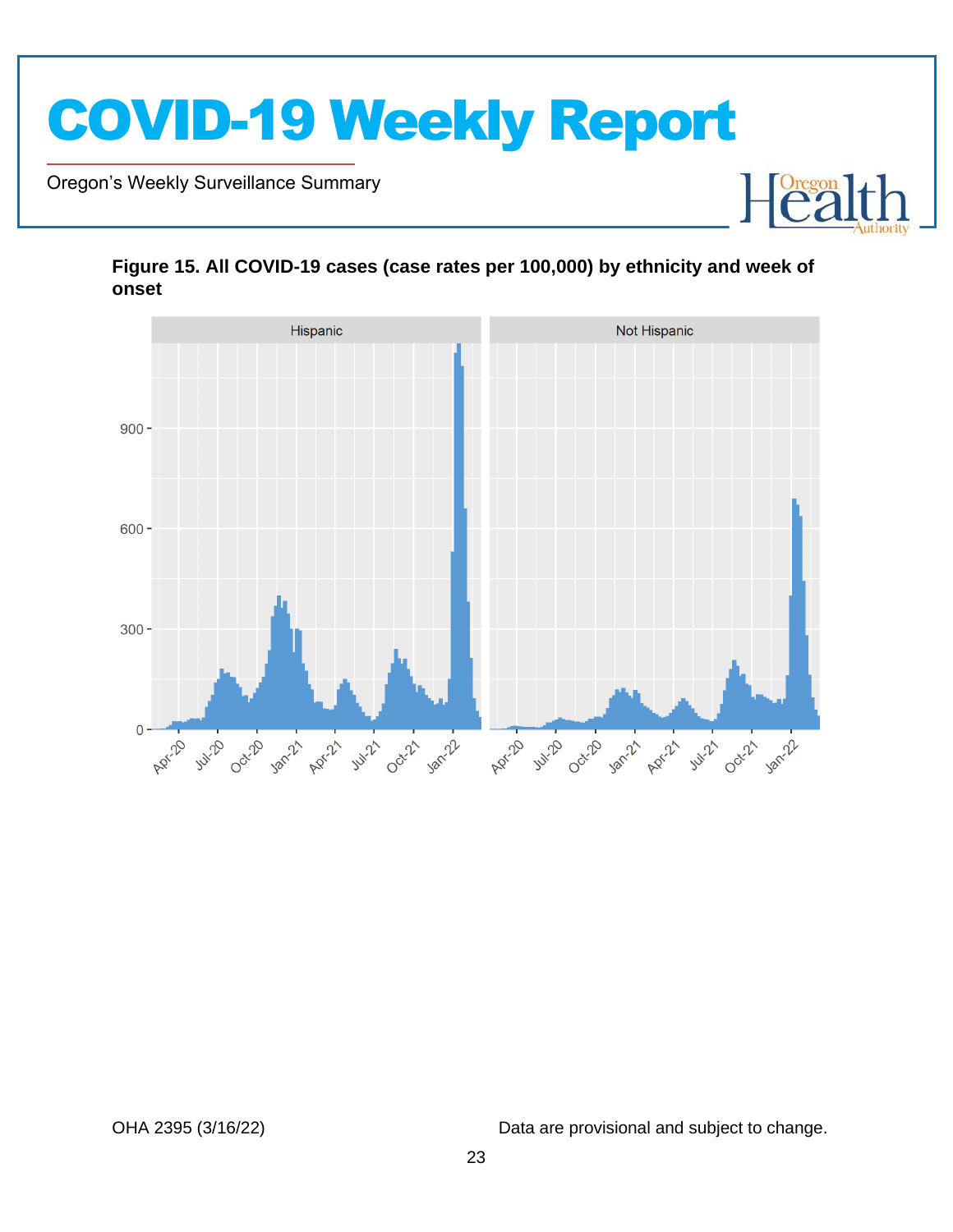**Figure 15. All COVID-19 cases (case rates per 100,000) by ethnicity and week of onset**

OHA 2395 (3/16/22)

Data are provisional and subject to change.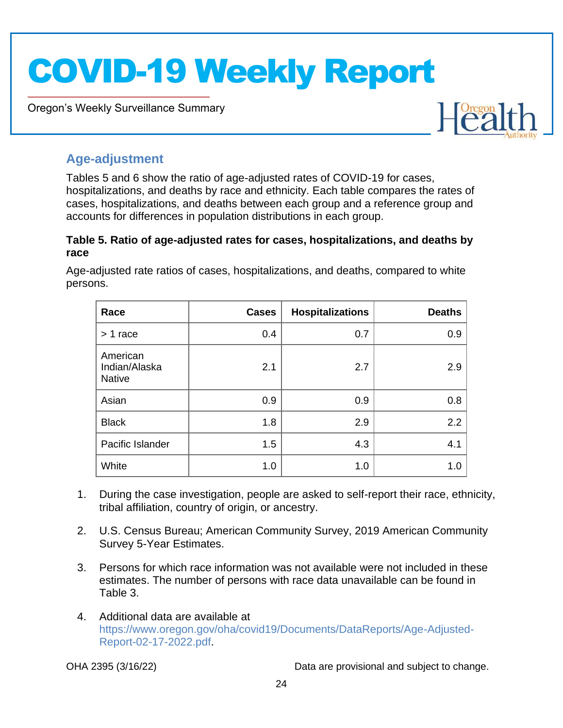## Age-adjustment

Tables 5 and 6 show the ratio of age-adjusted rates of COVID-19 for cases, hospitalizations, and deaths by race and ethnicity. Each table compares the rates of cases, hospitalizations, and deaths between each group and a reference group and accounts for differences in population distributions in each group.

**Table 5. Ratio of age-adjusted rates for cases, hospitalizations, and deaths by race**

Age-adjusted rate ratios of cases, hospitalizations, and deaths, compared to white persons.

| Race | Cases | Hospitalizations | Deaths |
|---|---|---|---|
| > 1 race | 0.4 | 0.7 | 0.9 |
| American Indian/Alaska Native | 2.1 | 2.7 | 2.9 |
| Asian | 0.9 | 0.9 | 0.8 |
| Black | 1.8 | 2.9 | 2.2 |
| Pacific Islander | 1.5 | 4.3 | 4.1 |
| White | 1.0 | 1.0 | 1.0 |

1. During the case investigation, people are asked to self-report their race, ethnicity, tribal affiliation, country of origin, or ancestry.
2. U.S. Census Bureau; American Community Survey, 2019 American Community Survey 5-Year Estimates.
3. Persons for which race information was not available were not included in these estimates. The number of persons with race data unavailable can be found in Table 3.
4. Additional data are available at https://www.oregon.gov/oha/covid19/Documents/DataReports/Age-Adjusted-Report-02-17-2022.pdf.

OHA 2395 (3/16/22) Data are provisional and subject to change.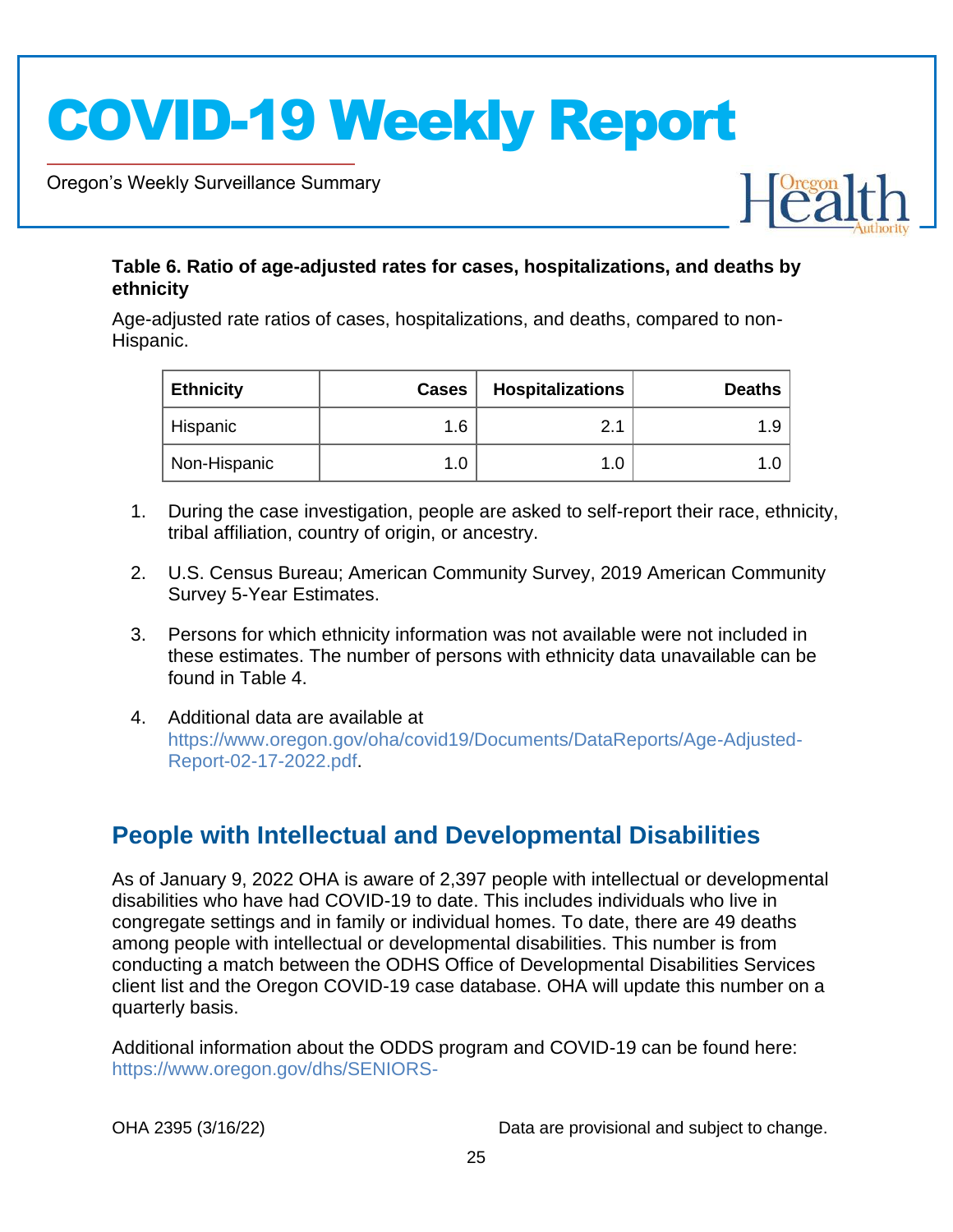**Table 6. Ratio of age-adjusted rates for cases, hospitalizations, and deaths by ethnicity**

Age-adjusted rate ratios of cases, hospitalizations, and deaths, compared to non-Hispanic.

| Ethnicity | Cases | Hospitalizations | Deaths |
|---|---|---|---|
| Hispanic | 1.6 | 2.1 | 1.9 |
| Non-Hispanic | 1.0 | 1.0 | 1.0 |

1. During the case investigation, people are asked to self-report their race, ethnicity, tribal affiliation, country of origin, or ancestry.
2. U.S. Census Bureau; American Community Survey, 2019 American Community Survey 5-Year Estimates.
3. Persons for which ethnicity information was not available were not included in these estimates. The number of persons with ethnicity data unavailable can be found in Table 4.
4. Additional data are available at https://www.oregon.gov/oha/covid19/Documents/DataReports/Age-Adjusted-Report-02-17-2022.pdf.

## People with Intellectual and Developmental Disabilities

As of January 9, 2022 OHA is aware of 2,397 people with intellectual or developmental disabilities who have had COVID-19 to date. This includes individuals who live in congregate settings and in family or individual homes. To date, there are 49 deaths among people with intellectual or developmental disabilities. This number is from conducting a match between the ODHS Office of Developmental Disabilities Services client list and the Oregon COVID-19 case database. OHA will update this number on a quarterly basis.

Additional information about the ODDS program and COVID-19 can be found here: https://www.oregon.gov/dhs/SENIORS-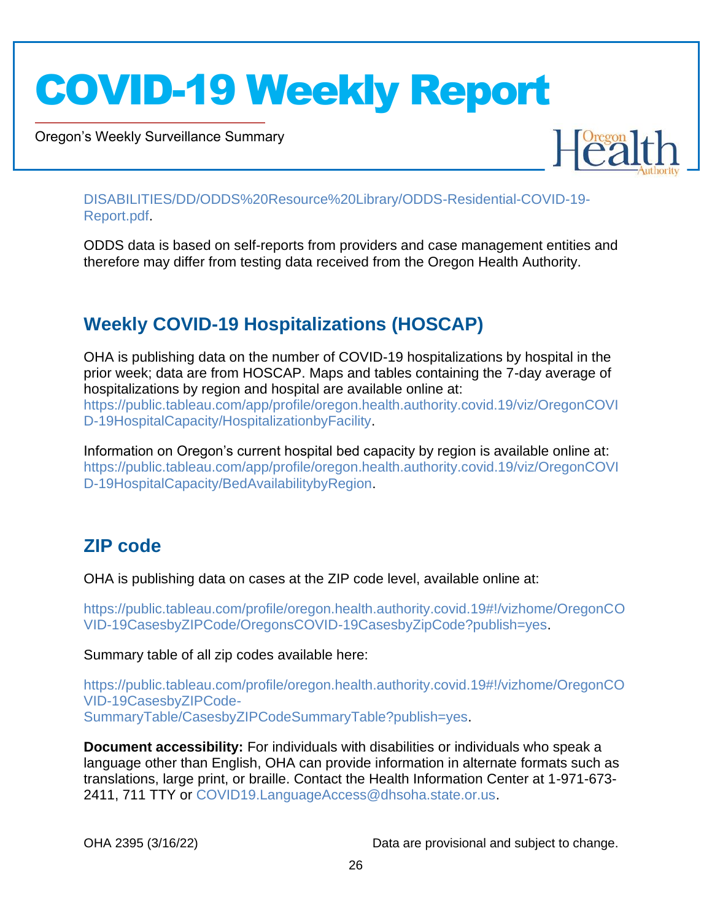DISABILITIES/DD/ODDS%20Resource%20Library/ODDS-Residential-COVID-19-Report.pdf.

ODDS data is based on self-reports from providers and case management entities and therefore may differ from testing data received from the Oregon Health Authority.

## Weekly COVID-19 Hospitalizations (HOSCAP)

OHA is publishing data on the number of COVID-19 hospitalizations by hospital in the prior week; data are from HOSCAP. Maps and tables containing the 7-day average of hospitalizations by region and hospital are available online at: https://public.tableau.com/app/profile/oregon.health.authority.covid.19/viz/OregonCOVID-19HospitalCapacity/HospitalizationbyFacility.

Information on Oregon's current hospital bed capacity by region is available online at: https://public.tableau.com/app/profile/oregon.health.authority.covid.19/viz/OregonCOVID-19HospitalCapacity/BedAvailabilitybyRegion.

## ZIP code

OHA is publishing data on cases at the ZIP code level, available online at:

https://public.tableau.com/profile/oregon.health.authority.covid.19#!/vizhome/OregonCOVID-19CasesbyZIPCode/OregonsCOVID-19CasesbyZipCode?publish=yes.

Summary table of all zip codes available here:

https://public.tableau.com/profile/oregon.health.authority.covid.19#!/vizhome/OregonCOVID-19CasesbyZIPCode-SummaryTable/CasesbyZIPCodeSummaryTable?publish=yes.

**Document accessibility:** For individuals with disabilities or individuals who speak a language other than English, OHA can provide information in alternate formats such as translations, large print, or braille. Contact the Health Information Center at 1-971-673-2411, 711 TTY or COVID19.LanguageAccess@dhsoha.state.or.us.

OHA 2395 (3/16/22) Data are provisional and subject to change.